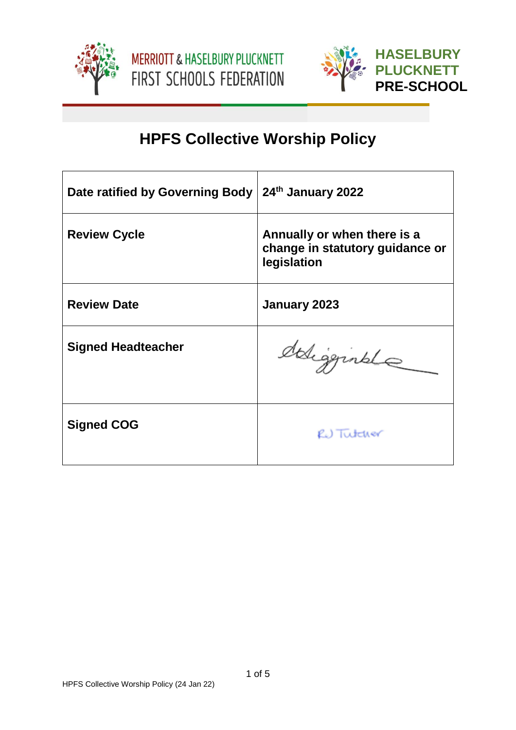MERRIOTT & HASELBURY PLUCKNETT FIRST SCHOOLS FEDERATION

**HASELBURY PLUCKNETT PRE-SCHOOL**

# HPFS Collective Worship Policy

| Date ratified by Governing Body | 24th January 2022 |
|---|---|
| **Review Cycle** | **Annually or when there is a change in statutory guidance or legislation** |
| **Review Date** | **January 2023** |
| **Signed Headteacher** | |
| **Signed COG** | RJ Tutcher |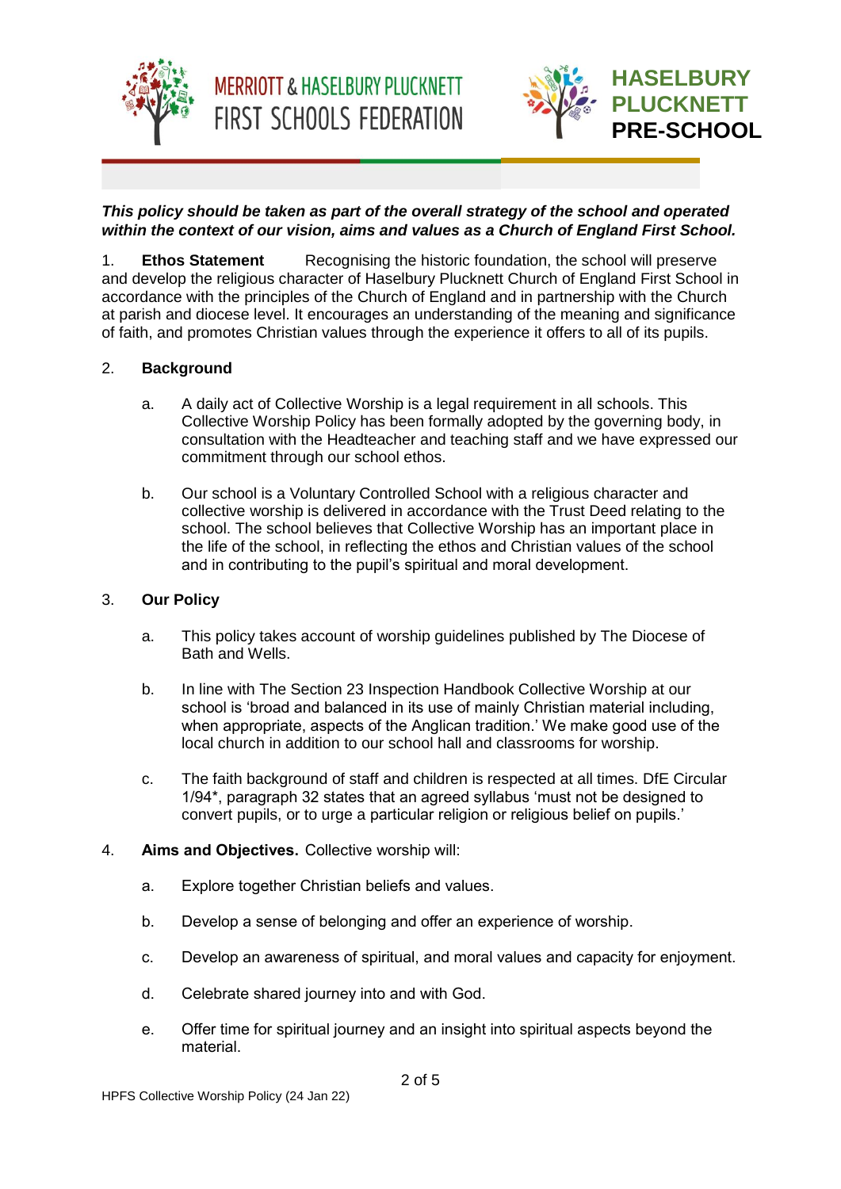***This policy should be taken as part of the overall strategy of the school and operated within the context of our vision, aims and values as a Church of England First School.***

1. **Ethos Statement** Recognising the historic foundation, the school will preserve and develop the religious character of Haselbury Plucknett Church of England First School in accordance with the principles of the Church of England and in partnership with the Church at parish and diocese level. It encourages an understanding of the meaning and significance of faith, and promotes Christian values through the experience it offers to all of its pupils.

2. **Background**

   a. A daily act of Collective Worship is a legal requirement in all schools. This Collective Worship Policy has been formally adopted by the governing body, in consultation with the Headteacher and teaching staff and we have expressed our commitment through our school ethos.

   b. Our school is a Voluntary Controlled School with a religious character and collective worship is delivered in accordance with the Trust Deed relating to the school. The school believes that Collective Worship has an important place in the life of the school, in reflecting the ethos and Christian values of the school and in contributing to the pupil's spiritual and moral development.

3. **Our Policy**

   a. This policy takes account of worship guidelines published by The Diocese of Bath and Wells.

   b. In line with The Section 23 Inspection Handbook Collective Worship at our school is 'broad and balanced in its use of mainly Christian material including, when appropriate, aspects of the Anglican tradition.' We make good use of the local church in addition to our school hall and classrooms for worship.

   c. The faith background of staff and children is respected at all times. DfE Circular 1/94*, paragraph 32 states that an agreed syllabus 'must not be designed to convert pupils, or to urge a particular religion or religious belief on pupils.'

4. **Aims and Objectives.** Collective worship will:

   a. Explore together Christian beliefs and values.

   b. Develop a sense of belonging and offer an experience of worship.

   c. Develop an awareness of spiritual, and moral values and capacity for enjoyment.

   d. Celebrate shared journey into and with God.

   e. Offer time for spiritual journey and an insight into spiritual aspects beyond the material.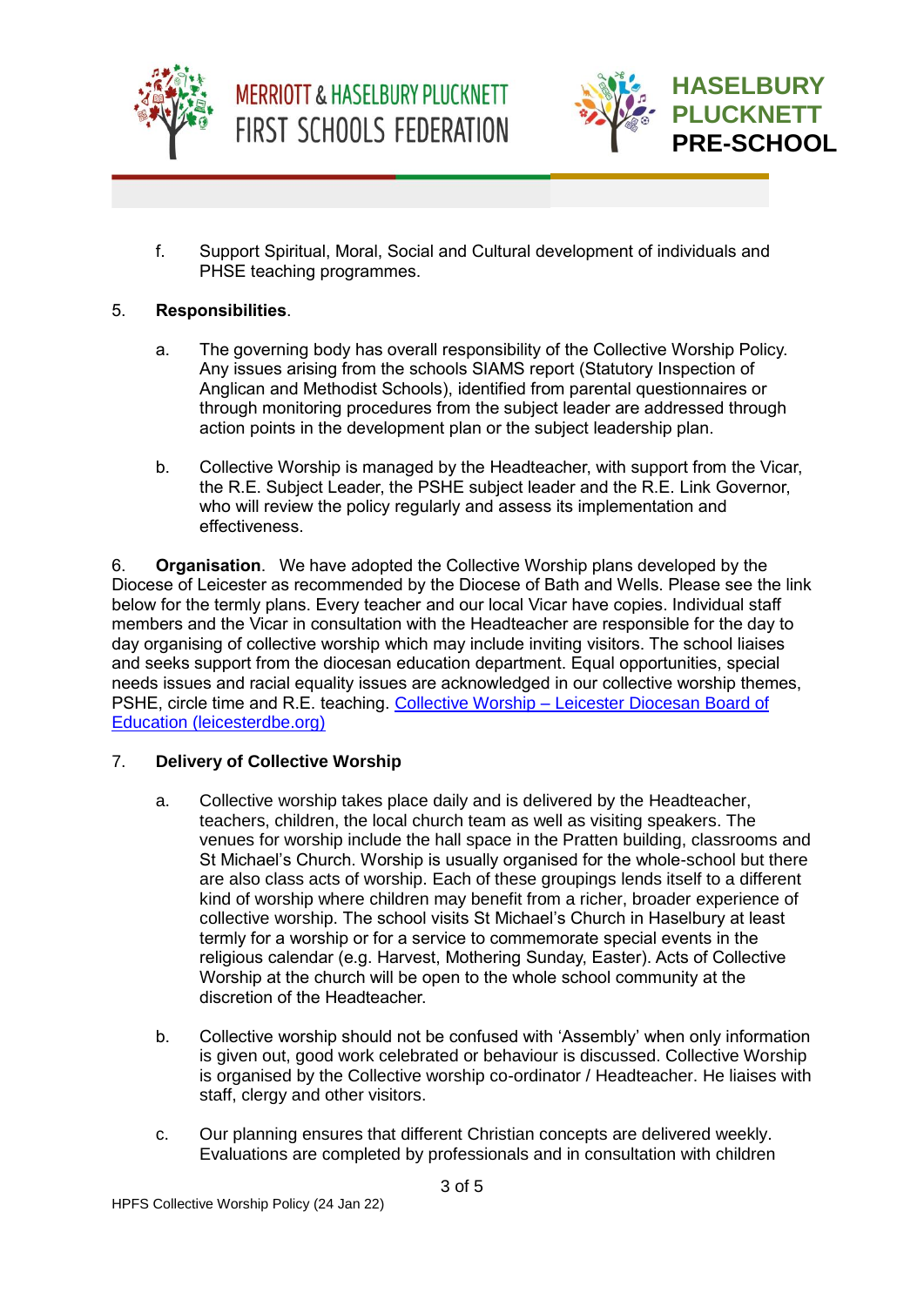f. Support Spiritual, Moral, Social and Cultural development of individuals and PHSE teaching programmes.

5. **Responsibilities**.

a. The governing body has overall responsibility of the Collective Worship Policy. Any issues arising from the schools SIAMS report (Statutory Inspection of Anglican and Methodist Schools), identified from parental questionnaires or through monitoring procedures from the subject leader are addressed through action points in the development plan or the subject leadership plan.

b. Collective Worship is managed by the Headteacher, with support from the Vicar, the R.E. Subject Leader, the PSHE subject leader and the R.E. Link Governor, who will review the policy regularly and assess its implementation and effectiveness.

6. **Organisation**. We have adopted the Collective Worship plans developed by the Diocese of Leicester as recommended by the Diocese of Bath and Wells. Please see the link below for the termly plans. Every teacher and our local Vicar have copies. Individual staff members and the Vicar in consultation with the Headteacher are responsible for the day to day organising of collective worship which may include inviting visitors. The school liaises and seeks support from the diocesan education department. Equal opportunities, special needs issues and racial equality issues are acknowledged in our collective worship themes, PSHE, circle time and R.E. teaching. [Collective Worship – Leicester Diocesan Board of Education (leicesterdbe.org)]

7. **Delivery of Collective Worship**

a. Collective worship takes place daily and is delivered by the Headteacher, teachers, children, the local church team as well as visiting speakers. The venues for worship include the hall space in the Pratten building, classrooms and St Michael's Church. Worship is usually organised for the whole-school but there are also class acts of worship. Each of these groupings lends itself to a different kind of worship where children may benefit from a richer, broader experience of collective worship. The school visits St Michael's Church in Haselbury at least termly for a worship or for a service to commemorate special events in the religious calendar (e.g. Harvest, Mothering Sunday, Easter). Acts of Collective Worship at the church will be open to the whole school community at the discretion of the Headteacher.

b. Collective worship should not be confused with 'Assembly' when only information is given out, good work celebrated or behaviour is discussed. Collective Worship is organised by the Collective worship co-ordinator / Headteacher. He liaises with staff, clergy and other visitors.

c. Our planning ensures that different Christian concepts are delivered weekly. Evaluations are completed by professionals and in consultation with children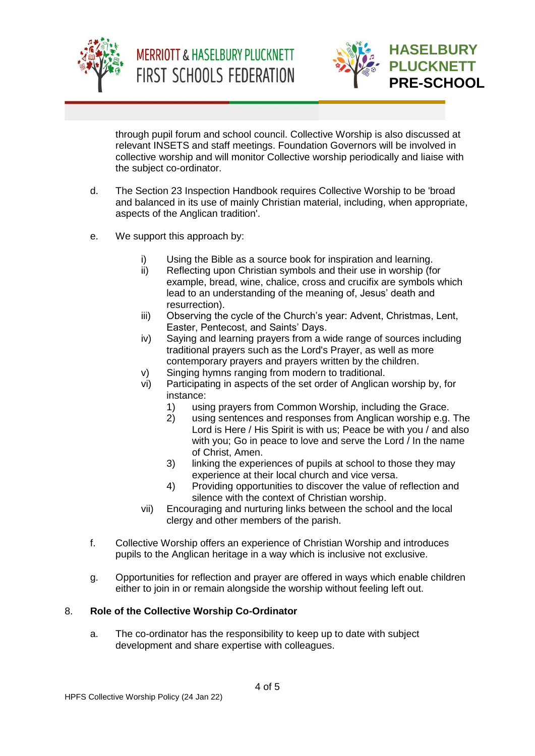through pupil forum and school council. Collective Worship is also discussed at relevant INSETS and staff meetings. Foundation Governors will be involved in collective worship and will monitor Collective worship periodically and liaise with the subject co-ordinator.

d. The Section 23 Inspection Handbook requires Collective Worship to be 'broad and balanced in its use of mainly Christian material, including, when appropriate, aspects of the Anglican tradition'.

e. We support this approach by:

   i) Using the Bible as a source book for inspiration and learning.
   ii) Reflecting upon Christian symbols and their use in worship (for example, bread, wine, chalice, cross and crucifix are symbols which lead to an understanding of the meaning of, Jesus' death and resurrection).
   iii) Observing the cycle of the Church's year: Advent, Christmas, Lent, Easter, Pentecost, and Saints' Days.
   iv) Saying and learning prayers from a wide range of sources including traditional prayers such as the Lord's Prayer, as well as more contemporary prayers and prayers written by the children.
   v) Singing hymns ranging from modern to traditional.
   vi) Participating in aspects of the set order of Anglican worship by, for instance:
      1) using prayers from Common Worship, including the Grace.
      2) using sentences and responses from Anglican worship e.g. The Lord is Here / His Spirit is with us; Peace be with you / and also with you; Go in peace to love and serve the Lord / In the name of Christ, Amen.
      3) linking the experiences of pupils at school to those they may experience at their local church and vice versa.
      4) Providing opportunities to discover the value of reflection and silence with the context of Christian worship.
   vii) Encouraging and nurturing links between the school and the local clergy and other members of the parish.

f. Collective Worship offers an experience of Christian Worship and introduces pupils to the Anglican heritage in a way which is inclusive not exclusive.

g. Opportunities for reflection and prayer are offered in ways which enable children either to join in or remain alongside the worship without feeling left out.

## 8. Role of the Collective Worship Co-Ordinator

a. The co-ordinator has the responsibility to keep up to date with subject development and share expertise with colleagues.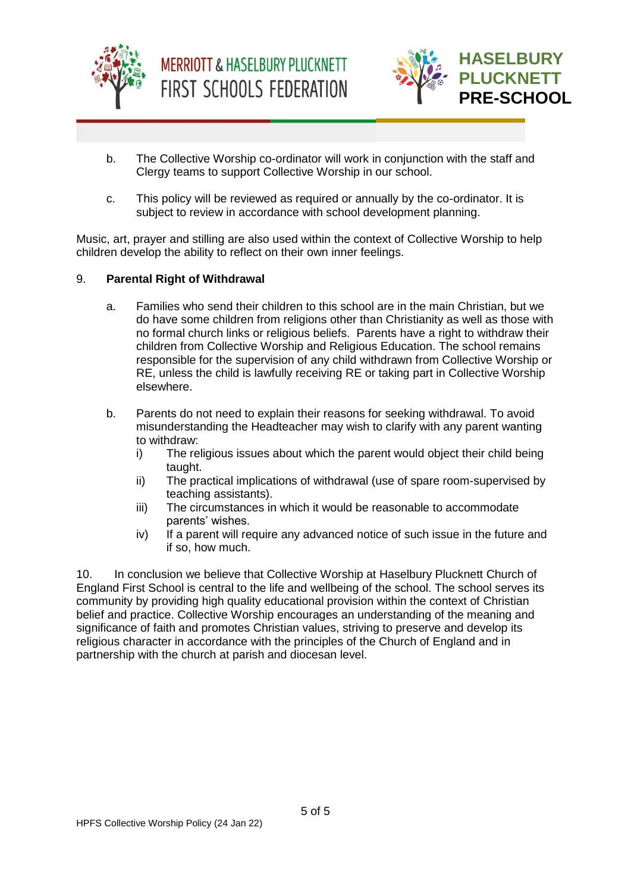b. The Collective Worship co-ordinator will work in conjunction with the staff and Clergy teams to support Collective Worship in our school.

c. This policy will be reviewed as required or annually by the co-ordinator. It is subject to review in accordance with school development planning.

Music, art, prayer and stilling are also used within the context of Collective Worship to help children develop the ability to reflect on their own inner feelings.

## 9. Parental Right of Withdrawal

a. Families who send their children to this school are in the main Christian, but we do have some children from religions other than Christianity as well as those with no formal church links or religious beliefs. Parents have a right to withdraw their children from Collective Worship and Religious Education. The school remains responsible for the supervision of any child withdrawn from Collective Worship or RE, unless the child is lawfully receiving RE or taking part in Collective Worship elsewhere.

b. Parents do not need to explain their reasons for seeking withdrawal. To avoid misunderstanding the Headteacher may wish to clarify with any parent wanting to withdraw:

   i) The religious issues about which the parent would object their child being taught.

   ii) The practical implications of withdrawal (use of spare room-supervised by teaching assistants).

   iii) The circumstances in which it would be reasonable to accommodate parents' wishes.

   iv) If a parent will require any advanced notice of such issue in the future and if so, how much.

10. In conclusion we believe that Collective Worship at Haselbury Plucknett Church of England First School is central to the life and wellbeing of the school. The school serves its community by providing high quality educational provision within the context of Christian belief and practice. Collective Worship encourages an understanding of the meaning and significance of faith and promotes Christian values, striving to preserve and develop its religious character in accordance with the principles of the Church of England and in partnership with the church at parish and diocesan level.